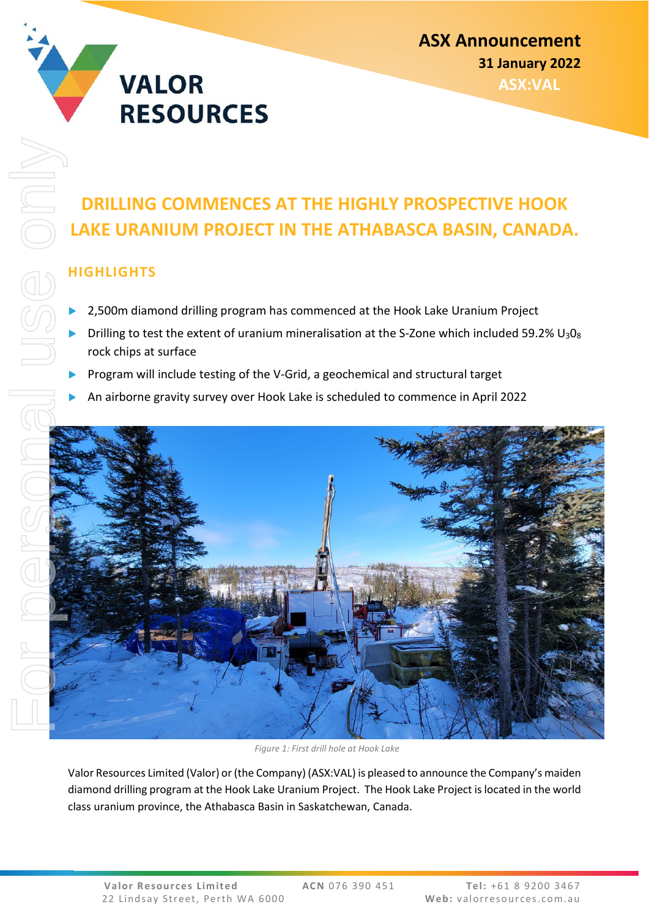**ASX Announcement**
**31 January 2022**
**ASX:VAL**

# DRILLING COMMENCES AT THE HIGHLY PROSPECTIVE HOOK LAKE URANIUM PROJECT IN THE ATHABASCA BASIN, CANADA.

## HIGHLIGHTS

- 2,500m diamond drilling program has commenced at the Hook Lake Uranium Project
- Drilling to test the extent of uranium mineralisation at the S-Zone which included 59.2% $U_3O_8$ rock chips at surface
- Program will include testing of the V-Grid, a geochemical and structural target
- An airborne gravity survey over Hook Lake is scheduled to commence in April 2022

*Figure 1: First drill hole at Hook Lake*

Valor Resources Limited (Valor) or (the Company) (ASX:VAL) is pleased to announce the Company's maiden diamond drilling program at the Hook Lake Uranium Project. The Hook Lake Project is located in the world class uranium province, the Athabasca Basin in Saskatchewan, Canada.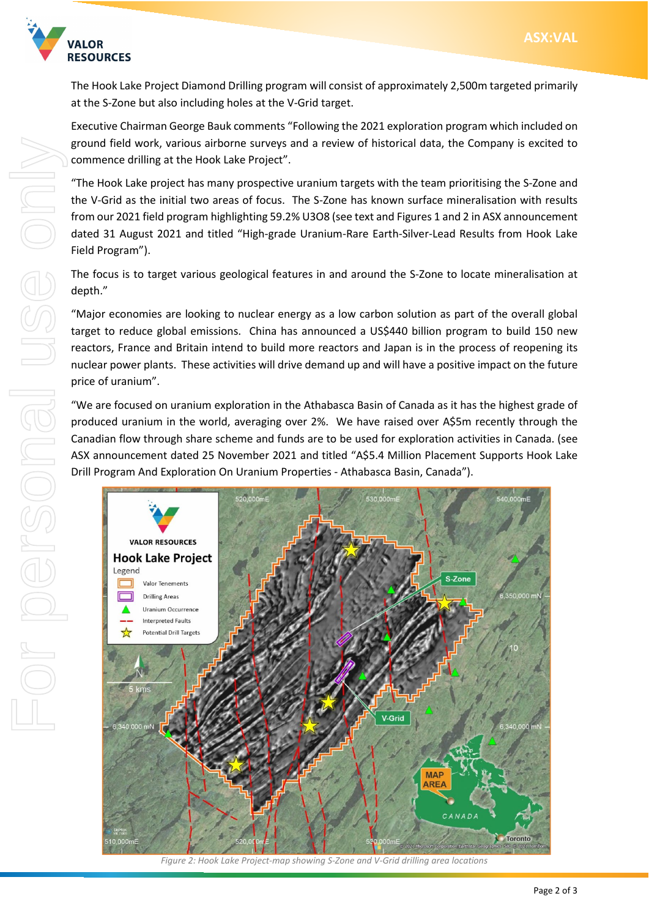The Hook Lake Project Diamond Drilling program will consist of approximately 2,500m targeted primarily at the S-Zone but also including holes at the V-Grid target.

Executive Chairman George Bauk comments "Following the 2021 exploration program which included on ground field work, various airborne surveys and a review of historical data, the Company is excited to commence drilling at the Hook Lake Project".

"The Hook Lake project has many prospective uranium targets with the team prioritising the S-Zone and the V-Grid as the initial two areas of focus. The S-Zone has known surface mineralisation with results from our 2021 field program highlighting 59.2% U3O8 (see text and Figures 1 and 2 in ASX announcement dated 31 August 2021 and titled "High-grade Uranium-Rare Earth-Silver-Lead Results from Hook Lake Field Program").

The focus is to target various geological features in and around the S-Zone to locate mineralisation at depth."

"Major economies are looking to nuclear energy as a low carbon solution as part of the overall global target to reduce global emissions. China has announced a US$440 billion program to build 150 new reactors, France and Britain intend to build more reactors and Japan is in the process of reopening its nuclear power plants. These activities will drive demand up and will have a positive impact on the future price of uranium".

"We are focused on uranium exploration in the Athabasca Basin of Canada as it has the highest grade of produced uranium in the world, averaging over 2%. We have raised over A$5m recently through the Canadian flow through share scheme and funds are to be used for exploration activities in Canada. (see ASX announcement dated 25 November 2021 and titled "A$5.4 Million Placement Supports Hook Lake Drill Program And Exploration On Uranium Properties - Athabasca Basin, Canada").

*Figure 2: Hook Lake Project-map showing S-Zone and V-Grid drilling area locations*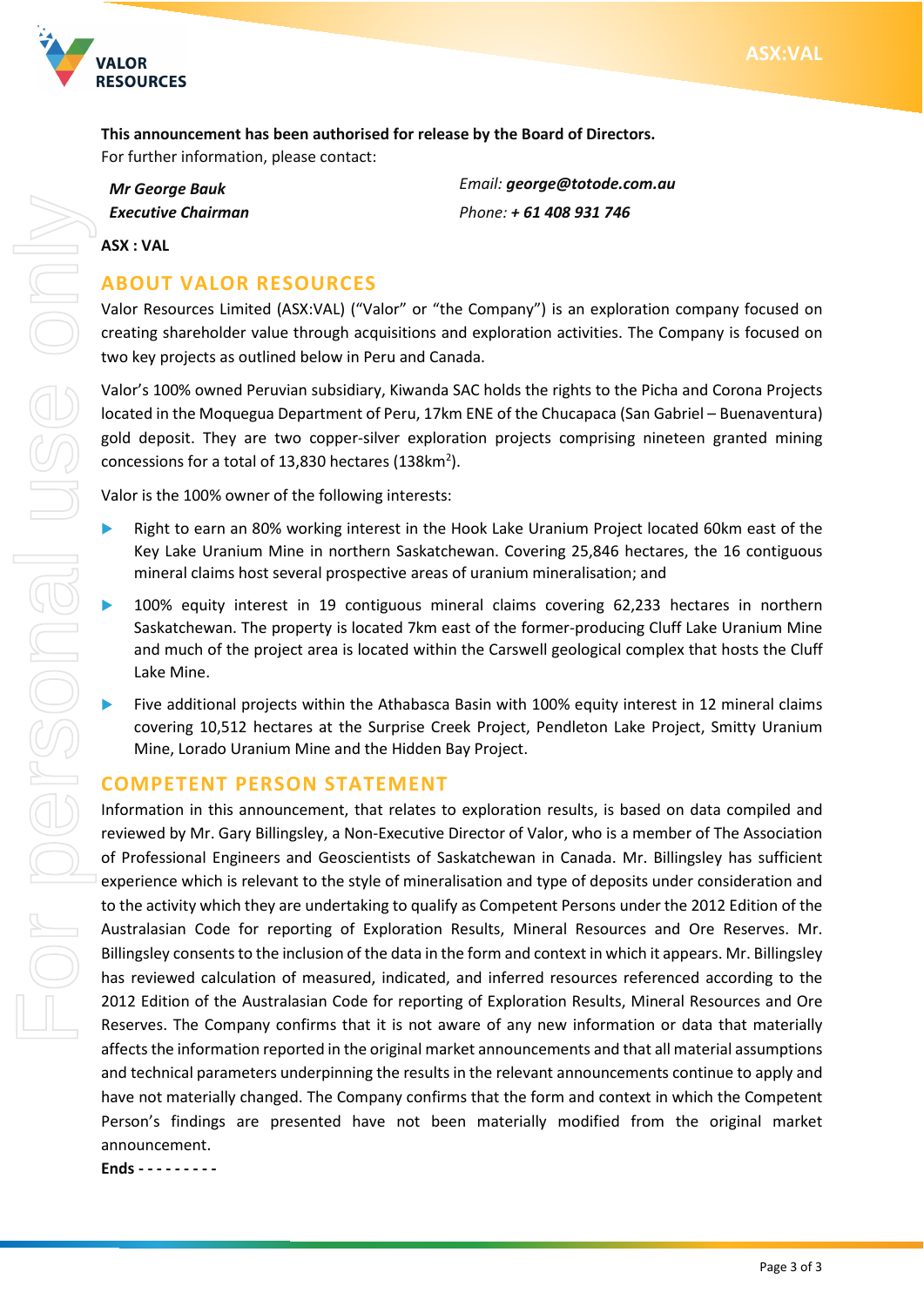**This announcement has been authorised for release by the Board of Directors.**

For further information, please contact:

***Mr George Bauk***
***Executive Chairman***

*Email:* ***george@totode.com.au***
*Phone:* ***+ 61 408 931 746***

**ASX : VAL**

## ABOUT VALOR RESOURCES

Valor Resources Limited (ASX:VAL) ("Valor" or "the Company") is an exploration company focused on creating shareholder value through acquisitions and exploration activities. The Company is focused on two key projects as outlined below in Peru and Canada.

Valor's 100% owned Peruvian subsidiary, Kiwanda SAC holds the rights to the Picha and Corona Projects located in the Moquegua Department of Peru, 17km ENE of the Chucapaca (San Gabriel – Buenaventura) gold deposit. They are two copper-silver exploration projects comprising nineteen granted mining concessions for a total of 13,830 hectares (138km$^2$).

Valor is the 100% owner of the following interests:

- Right to earn an 80% working interest in the Hook Lake Uranium Project located 60km east of the Key Lake Uranium Mine in northern Saskatchewan. Covering 25,846 hectares, the 16 contiguous mineral claims host several prospective areas of uranium mineralisation; and
- 100% equity interest in 19 contiguous mineral claims covering 62,233 hectares in northern Saskatchewan. The property is located 7km east of the former-producing Cluff Lake Uranium Mine and much of the project area is located within the Carswell geological complex that hosts the Cluff Lake Mine.
- Five additional projects within the Athabasca Basin with 100% equity interest in 12 mineral claims covering 10,512 hectares at the Surprise Creek Project, Pendleton Lake Project, Smitty Uranium Mine, Lorado Uranium Mine and the Hidden Bay Project.

## COMPETENT PERSON STATEMENT

Information in this announcement, that relates to exploration results, is based on data compiled and reviewed by Mr. Gary Billingsley, a Non-Executive Director of Valor, who is a member of The Association of Professional Engineers and Geoscientists of Saskatchewan in Canada. Mr. Billingsley has sufficient experience which is relevant to the style of mineralisation and type of deposits under consideration and to the activity which they are undertaking to qualify as Competent Persons under the 2012 Edition of the Australasian Code for reporting of Exploration Results, Mineral Resources and Ore Reserves. Mr. Billingsley consents to the inclusion of the data in the form and context in which it appears. Mr. Billingsley has reviewed calculation of measured, indicated, and inferred resources referenced according to the 2012 Edition of the Australasian Code for reporting of Exploration Results, Mineral Resources and Ore Reserves. The Company confirms that it is not aware of any new information or data that materially affects the information reported in the original market announcements and that all material assumptions and technical parameters underpinning the results in the relevant announcements continue to apply and have not materially changed. The Company confirms that the form and context in which the Competent Person's findings are presented have not been materially modified from the original market announcement.

**Ends - - - - - - - - -**